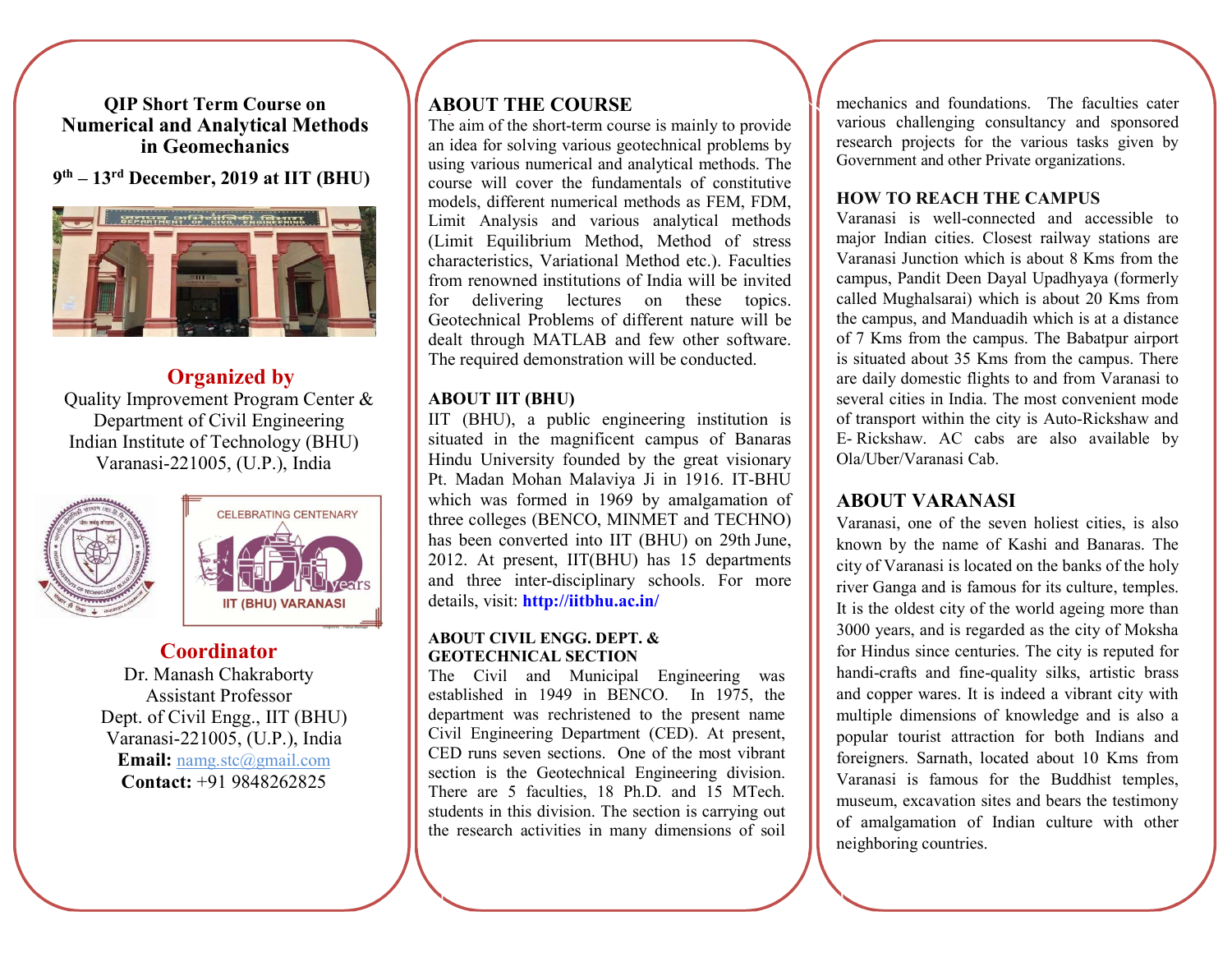# QIP Short Term Course on
# Numerical and Analytical Methods in Geomechanics

**9th – 13rd December, 2019 at IIT (BHU)**

## Organized by

Quality Improvement Program Center &
Department of Civil Engineering
Indian Institute of Technology (BHU)
Varanasi-221005, (U.P.), India

## Coordinator

Dr. Manash Chakraborty
Assistant Professor
Dept. of Civil Engg., IIT (BHU)
Varanasi-221005, (U.P.), India
**Email:** namg.stc@gmail.com
**Contact:** +91 9848262825

## ABOUT THE COURSE

The aim of the short-term course is mainly to provide an idea for solving various geotechnical problems by using various numerical and analytical methods. The course will cover the fundamentals of constitutive models, different numerical methods as FEM, FDM, Limit Analysis and various analytical methods (Limit Equilibrium Method, Method of stress characteristics, Variational Method etc.). Faculties from renowned institutions of India will be invited for delivering lectures on these topics. Geotechnical Problems of different nature will be dealt through MATLAB and few other software. The required demonstration will be conducted.

### ABOUT IIT (BHU)

IIT (BHU), a public engineering institution is situated in the magnificent campus of Banaras Hindu University founded by the great visionary Pt. Madan Mohan Malaviya Ji in 1916. IT-BHU which was formed in 1969 by amalgamation of three colleges (BENCO, MINMET and TECHNO) has been converted into IIT (BHU) on 29th June, 2012. At present, IIT(BHU) has 15 departments and three inter-disciplinary schools. For more details, visit: **http://iitbhu.ac.in/**

### ABOUT CIVIL ENGG. DEPT. & GEOTECHNICAL SECTION

The Civil and Municipal Engineering was established in 1949 in BENCO. In 1975, the department was rechristened to the present name Civil Engineering Department (CED). At present, CED runs seven sections. One of the most vibrant section is the Geotechnical Engineering division. There are 5 faculties, 18 Ph.D. and 15 MTech. students in this division. The section is carrying out the research activities in many dimensions of soil mechanics and foundations. The faculties cater various challenging consultancy and sponsored research projects for the various tasks given by Government and other Private organizations.

### HOW TO REACH THE CAMPUS

Varanasi is well-connected and accessible to major Indian cities. Closest railway stations are Varanasi Junction which is about 8 Kms from the campus, Pandit Deen Dayal Upadhyaya (formerly called Mughalsarai) which is about 20 Kms from the campus, and Manduadih which is at a distance of 7 Kms from the campus. The Babatpur airport is situated about 35 Kms from the campus. There are daily domestic flights to and from Varanasi to several cities in India. The most convenient mode of transport within the city is Auto-Rickshaw and E- Rickshaw. AC cabs are also available by Ola/Uber/Varanasi Cab.

## ABOUT VARANASI

Varanasi, one of the seven holiest cities, is also known by the name of Kashi and Banaras. The city of Varanasi is located on the banks of the holy river Ganga and is famous for its culture, temples. It is the oldest city of the world ageing more than 3000 years, and is regarded as the city of Moksha for Hindus since centuries. The city is reputed for handi-crafts and fine-quality silks, artistic brass and copper wares. It is indeed a vibrant city with multiple dimensions of knowledge and is also a popular tourist attraction for both Indians and foreigners. Sarnath, located about 10 Kms from Varanasi is famous for the Buddhist temples, museum, excavation sites and bears the testimony of amalgamation of Indian culture with other neighboring countries.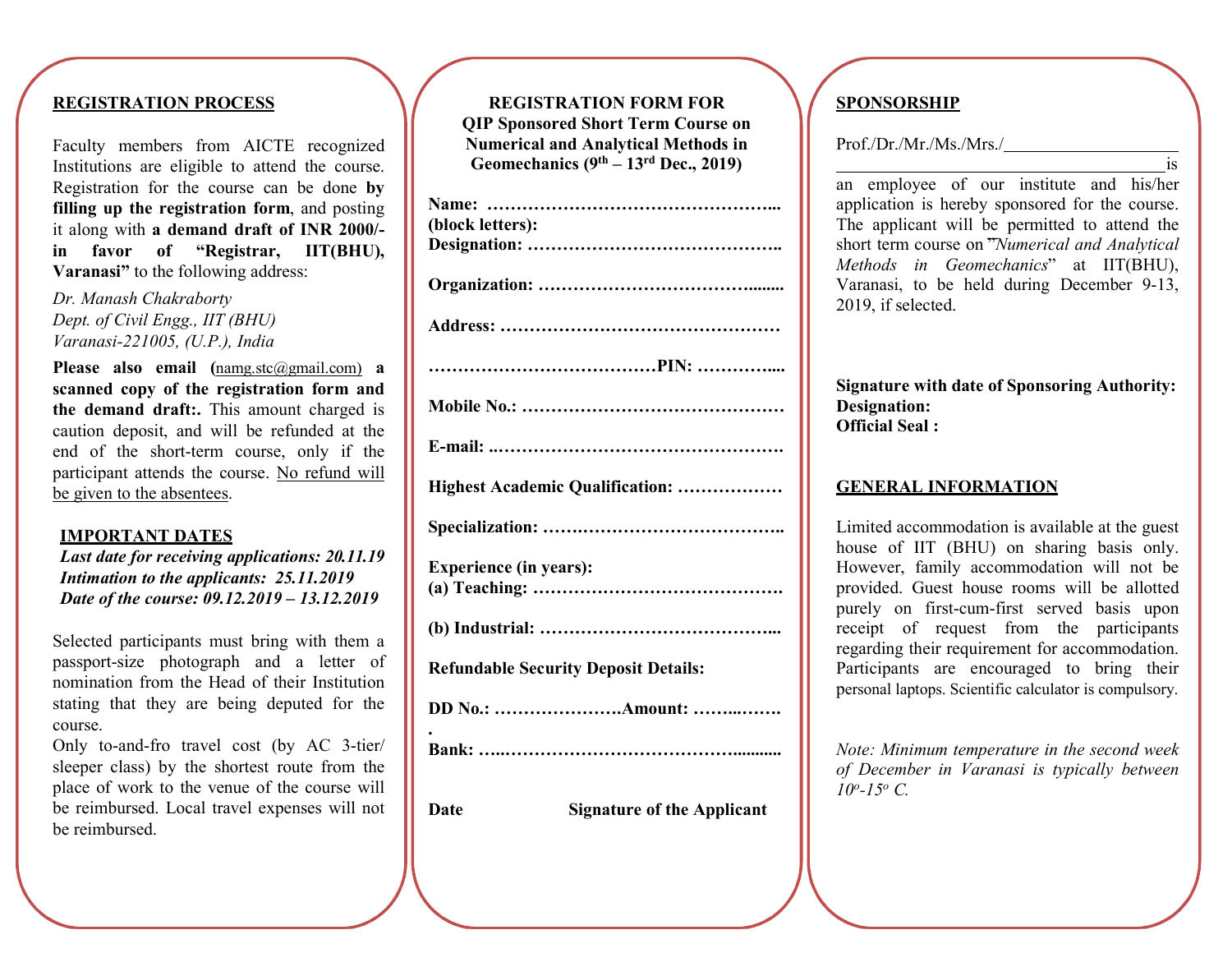## REGISTRATION PROCESS

Faculty members from AICTE recognized Institutions are eligible to attend the course. Registration for the course can be done **by filling up the registration form**, and posting it along with **a demand draft of INR 2000/- in favor of "Registrar, IIT(BHU), Varanasi"** to the following address:

*Dr. Manash Chakraborty*
*Dept. of Civil Engg., IIT (BHU)*
*Varanasi-221005, (U.P.), India*

**Please also email (**namg.stc@gmail.com**) a scanned copy of the registration form and the demand draft:.** This amount charged is caution deposit, and will be refunded at the end of the short-term course, only if the participant attends the course. No refund will be given to the absentees.

## IMPORTANT DATES

***Last date for receiving applications: 20.11.19***
***Intimation to the applicants: 25.11.2019***
***Date of the course: 09.12.2019 – 13.12.2019***

Selected participants must bring with them a passport-size photograph and a letter of nomination from the Head of their Institution stating that they are being deputed for the course.

Only to-and-fro travel cost (by AC 3-tier/ sleeper class) by the shortest route from the place of work to the venue of the course will be reimbursed. Local travel expenses will not be reimbursed.

## REGISTRATION FORM FOR QIP Sponsored Short Term Course on Numerical and Analytical Methods in Geomechanics (9th – 13rd Dec., 2019)

**Name:** …………………………………………...
**(block letters):**
**Designation:** ……………………………………..

**Organization:** ……………………………........

**Address:** …………………………………………

…………………………………**PIN:** …………....

**Mobile No.:** ………………………………………

**E-mail:** ..……………………………………………

**Highest Academic Qualification:** ………………

**Specialization:** …………………………………..

**Experience (in years):**
**(a) Teaching:** ……………………………………

**(b) Industrial:** …………………………………...

**Refundable Security Deposit Details:**

**DD No.:** ………………….**Amount:** ……...…….

**Bank:** …..……………………………….........

**Date** **Signature of the Applicant**

## SPONSORSHIP

Prof./Dr./Mr./Ms./Mrs./____________________
______________________________________is an employee of our institute and his/her application is hereby sponsored for the course. The applicant will be permitted to attend the short term course on "*Numerical and Analytical Methods in Geomechanics*" at IIT(BHU), Varanasi, to be held during December 9-13, 2019, if selected.

**Signature with date of Sponsoring Authority:**
**Designation:**
**Official Seal :**

## GENERAL INFORMATION

Limited accommodation is available at the guest house of IIT (BHU) on sharing basis only. However, family accommodation will not be provided. Guest house rooms will be allotted purely on first-cum-first served basis upon receipt of request from the participants regarding their requirement for accommodation. Participants are encouraged to bring their personal laptops. Scientific calculator is compulsory.

*Note: Minimum temperature in the second week of December in Varanasi is typically between $10^o$-$15^o$ C.*